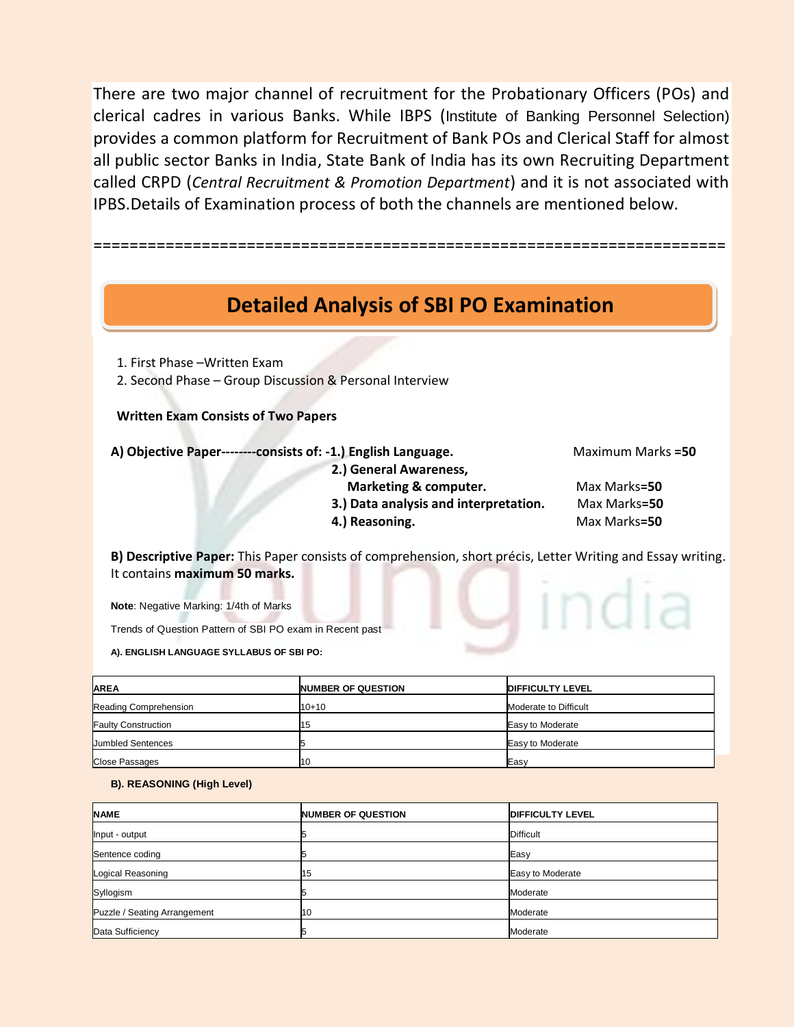There are two major channel of recruitment for the Probationary Officers (POs) and clerical cadres in various Banks. While IBPS (Institute of Banking Personnel Selection) provides a common platform for Recruitment of Bank POs and Clerical Staff for almost all public sector Banks in India, State Bank of India has its own Recruiting Department called CRPD (*Central Recruitment & Promotion Department*) and it is not associated with IPBS.Details of Examination process of both the channels are mentioned below.

===================================================================

# Detailed Analysis of SBI PO Examination

1. First Phase –Written Exam
2. Second Phase – Group Discussion & Personal Interview

**Written Exam Consists of Two Papers**

**A) Objective Paper--------consists of: -1.) English Language.** Maximum Marks **=50**

**2.) General Awareness, Marketing & computer.** Max Marks**=50**

**3.) Data analysis and interpretation.** Max Marks**=50**

**4.) Reasoning.** Max Marks**=50**

**B) Descriptive Paper:** This Paper consists of comprehension, short précis, Letter Writing and Essay writing. It contains **maximum 50 marks.**

**Note**: Negative Marking: 1/4th of Marks

Trends of Question Pattern of SBI PO exam in Recent past

**A). ENGLISH LANGUAGE SYLLABUS OF SBI PO:**

| AREA | NUMBER OF QUESTION | DIFFICULTY LEVEL |
|---|---|---|
| Reading Comprehension | 10+10 | Moderate to Difficult |
| Faulty Construction | 15 | Easy to Moderate |
| Jumbled Sentences | 5 | Easy to Moderate |
| Close Passages | 10 | Easy |

**B). REASONING (High Level)**

| NAME | NUMBER OF QUESTION | DIFFICULTY LEVEL |
|---|---|---|
| Input - output | 5 | Difficult |
| Sentence coding | 5 | Easy |
| Logical Reasoning | 15 | Easy to Moderate |
| Syllogism | 5 | Moderate |
| Puzzle / Seating Arrangement | 10 | Moderate |
| Data Sufficiency | 5 | Moderate |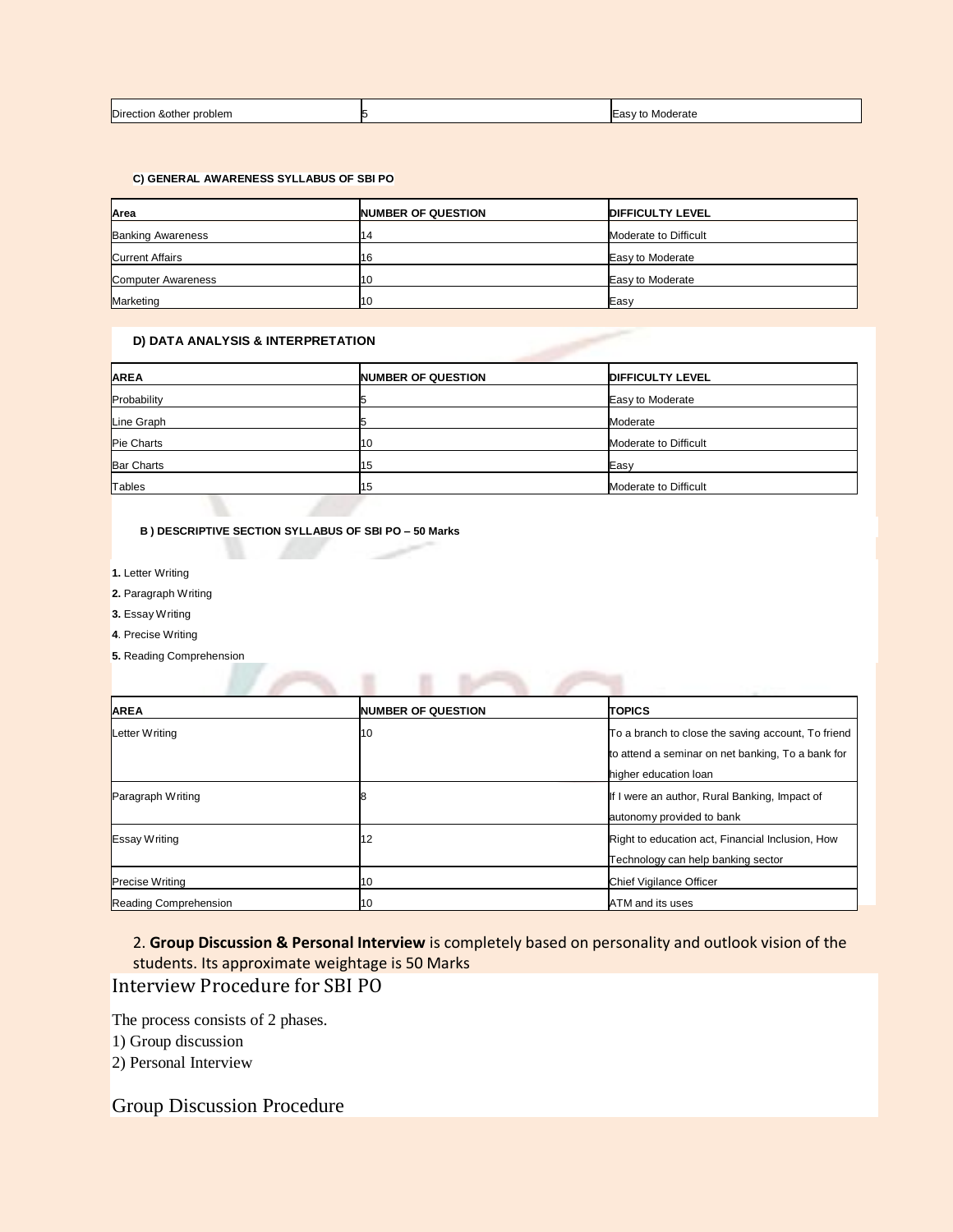| Direction &other problem | 5 | Easy to Moderate |
|---|---|---|

**C) GENERAL AWARENESS SYLLABUS OF SBI PO**

| Area | NUMBER OF QUESTION | DIFFICULTY LEVEL |
|---|---|---|
| Banking Awareness | 14 | Moderate to Difficult |
| Current Affairs | 16 | Easy to Moderate |
| Computer Awareness | 10 | Easy to Moderate |
| Marketing | 10 | Easy |

**D) DATA ANALYSIS & INTERPRETATION**

| AREA | NUMBER OF QUESTION | DIFFICULTY LEVEL |
|---|---|---|
| Probability | 5 | Easy to Moderate |
| Line Graph | 5 | Moderate |
| Pie Charts | 10 | Moderate to Difficult |
| Bar Charts | 15 | Easy |
| Tables | 15 | Moderate to Difficult |

**B ) DESCRIPTIVE SECTION SYLLABUS OF SBI PO – 50 Marks**

**1.** Letter Writing
**2.** Paragraph Writing
**3.** Essay Writing
**4**. Precise Writing
**5.** Reading Comprehension

| AREA | NUMBER OF QUESTION | TOPICS |
|---|---|---|
| Letter Writing | 10 | To a branch to close the saving account, To friend to attend a seminar on net banking, To a bank for higher education loan |
| Paragraph Writing | 8 | If I were an author, Rural Banking, Impact of autonomy provided to bank |
| Essay Writing | 12 | Right to education act, Financial Inclusion, How Technology can help banking sector |
| Precise Writing | 10 | Chief Vigilance Officer |
| Reading Comprehension | 10 | ATM and its uses |

2. **Group Discussion & Personal Interview** is completely based on personality and outlook vision of the students. Its approximate weightage is 50 Marks

## Interview Procedure for SBI PO

The process consists of 2 phases.
1) Group discussion
2) Personal Interview

## Group Discussion Procedure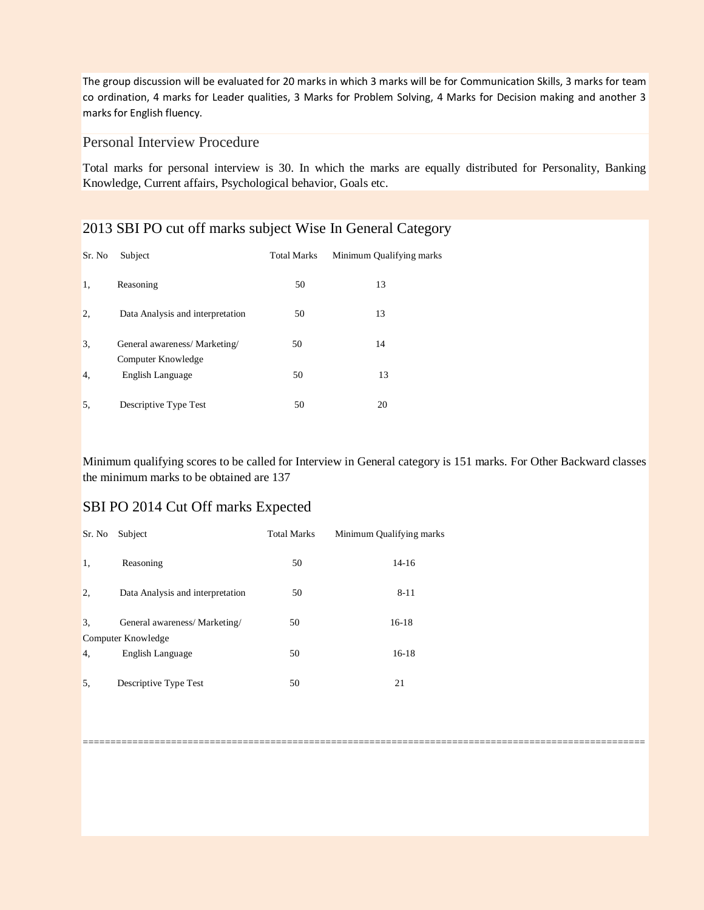The group discussion will be evaluated for 20 marks in which 3 marks will be for Communication Skills, 3 marks for team co ordination, 4 marks for Leader qualities, 3 Marks for Problem Solving, 4 Marks for Decision making and another 3 marks for English fluency.

## Personal Interview Procedure

Total marks for personal interview is 30. In which the marks are equally distributed for Personality, Banking Knowledge, Current affairs, Psychological behavior, Goals etc.

## 2013 SBI PO cut off marks subject Wise In General Category

| Sr. No | Subject | Total Marks | Minimum Qualifying marks |
|---|---|---|---|
| 1, | Reasoning | 50 | 13 |
| 2, | Data Analysis and interpretation | 50 | 13 |
| 3, | General awareness/ Marketing/ Computer Knowledge | 50 | 14 |
| 4, | English Language | 50 | 13 |
| 5, | Descriptive Type Test | 50 | 20 |

Minimum qualifying scores to be called for Interview in General category is 151 marks. For Other Backward classes the minimum marks to be obtained are 137

## SBI PO 2014 Cut Off marks Expected

| Sr. No | Subject | Total Marks | Minimum Qualifying marks |
|---|---|---|---|
| 1, | Reasoning | 50 | 14-16 |
| 2, | Data Analysis and interpretation | 50 | 8-11 |
| 3, | General awareness/ Marketing/ Computer Knowledge | 50 | 16-18 |
| 4, | English Language | 50 | 16-18 |
| 5, | Descriptive Type Test | 50 | 21 |

=====================================================================================================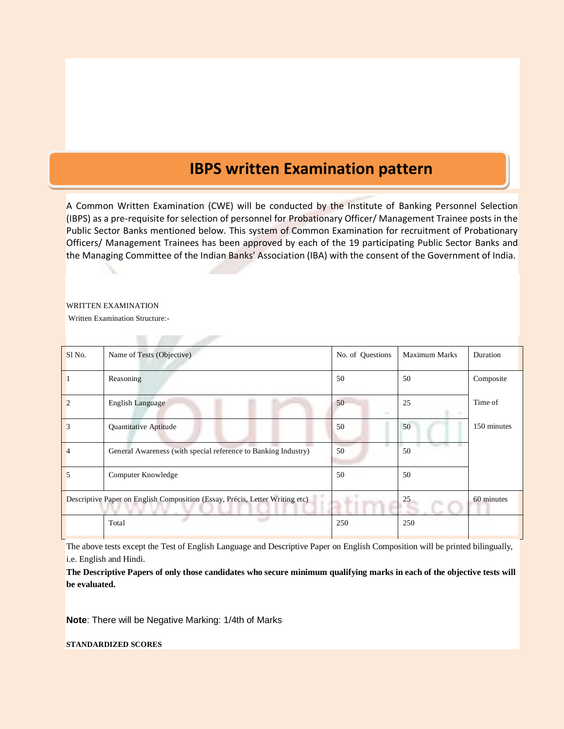# IBPS written Examination pattern

A Common Written Examination (CWE) will be conducted by the Institute of Banking Personnel Selection (IBPS) as a pre-requisite for selection of personnel for Probationary Officer/ Management Trainee posts in the Public Sector Banks mentioned below. This system of Common Examination for recruitment of Probationary Officers/ Management Trainees has been approved by each of the 19 participating Public Sector Banks and the Managing Committee of the Indian Banks' Association (IBA) with the consent of the Government of India.

WRITTEN EXAMINATION

Written Examination Structure:-

| Sl No. | Name of Tests (Objective) | No. of Questions | Maximum Marks | Duration |
|---|---|---|---|---|
| 1 | Reasoning | 50 | 50 | Composite Time of 150 minutes |
| 2 | English Language | 50 | 25 | |
| 3 | Quantitative Aptitude | 50 | 50 | |
| 4 | General Awareness (with special reference to Banking Industry) | 50 | 50 | |
| 5 | Computer Knowledge | 50 | 50 | |
| Descriptive Paper on English Composition (Essay, Précis, Letter Writing etc) | | | 25 | 60 minutes |
| | Total | 250 | 250 | |

The above tests except the Test of English Language and Descriptive Paper on English Composition will be printed bilingually, i.e. English and Hindi.

**The Descriptive Papers of only those candidates who secure minimum qualifying marks in each of the objective tests will be evaluated.**

**Note**: There will be Negative Marking: 1/4th of Marks

**STANDARDIZED SCORES**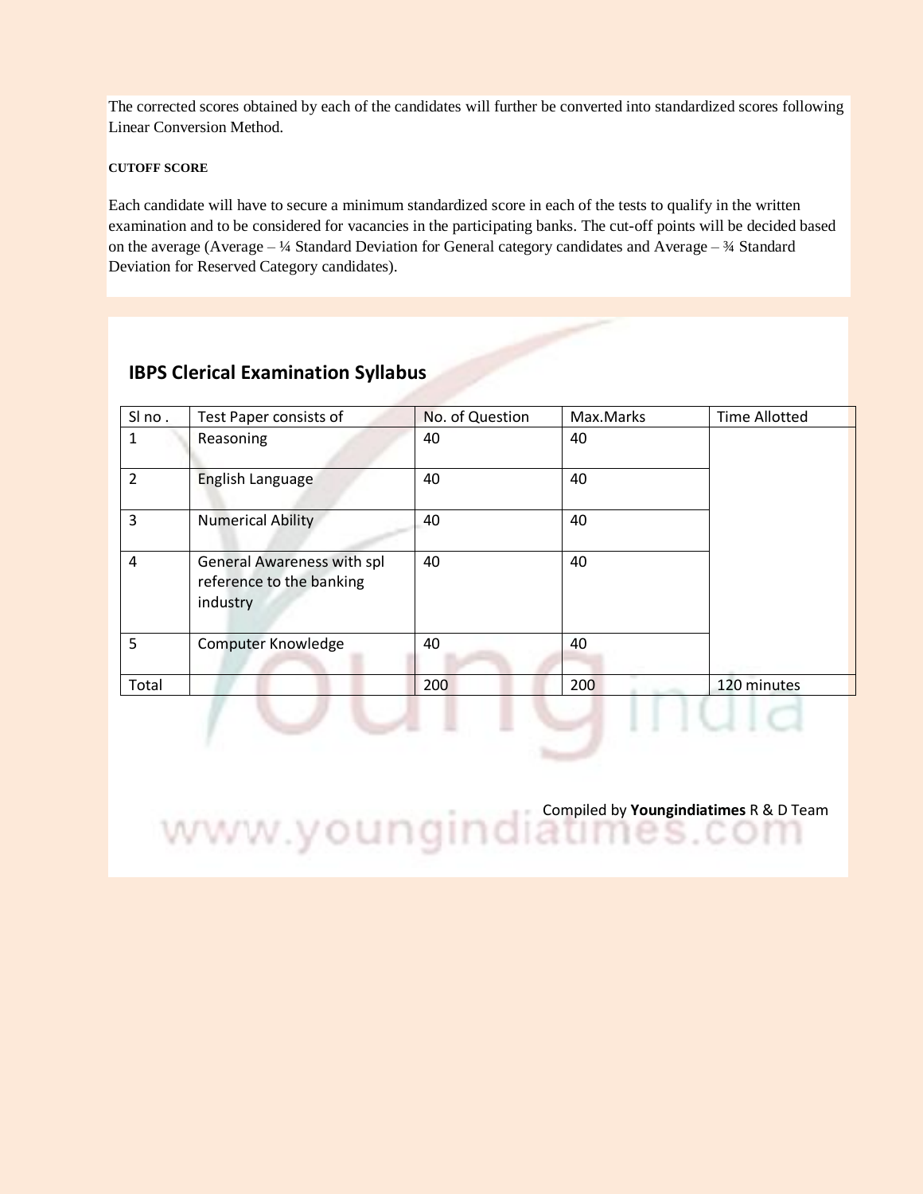The corrected scores obtained by each of the candidates will further be converted into standardized scores following Linear Conversion Method.

**CUTOFF SCORE**

Each candidate will have to secure a minimum standardized score in each of the tests to qualify in the written examination and to be considered for vacancies in the participating banks. The cut-off points will be decided based on the average (Average – ¼ Standard Deviation for General category candidates and Average – ¾ Standard Deviation for Reserved Category candidates).

## IBPS Clerical Examination Syllabus

| Sl no . | Test Paper consists of | No. of Question | Max.Marks | Time Allotted |
|---|---|---|---|---|
| 1 | Reasoning | 40 | 40 | |
| 2 | English Language | 40 | 40 | |
| 3 | Numerical Ability | 40 | 40 | |
| 4 | General Awareness with spl reference to the banking industry | 40 | 40 | |
| 5 | Computer Knowledge | 40 | 40 | |
| Total | | 200 | 200 | 120 minutes |

Compiled by **Youngindiatimes** R & D Team

www.youngindiatimes.com